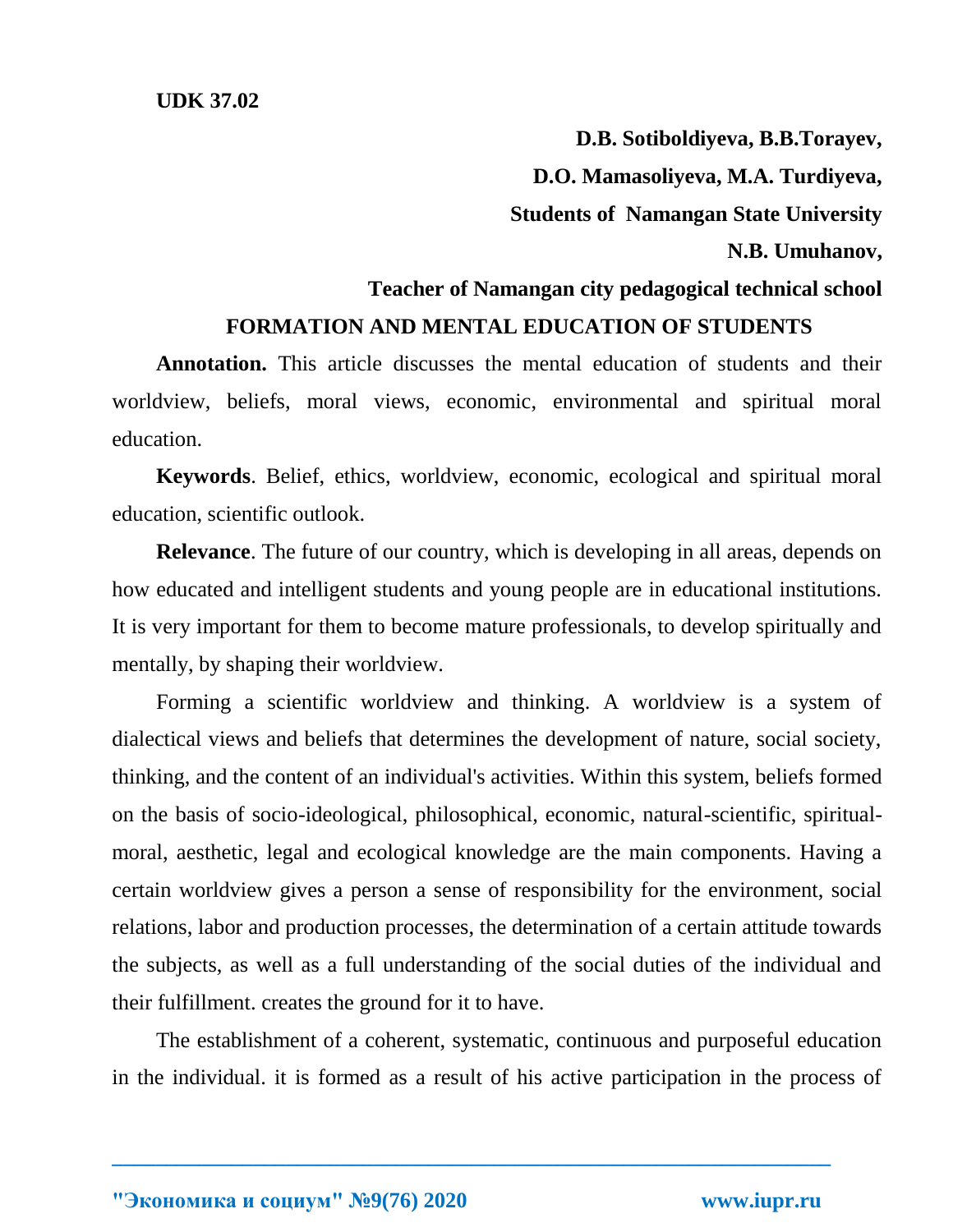**UDK 37.02**

**D.B. Sotiboldiyeva, B.B.Torayev,**

**D.O. Mamasoliyeva, M.A. Turdiyeva,**

**Students of Namangan State University**

**N.B. Umuhanov,**

**Teacher of Namangan city pedagogical technical school**

# FORMATION AND MENTAL EDUCATION OF STUDENTS

**Annotation.** This article discusses the mental education of students and their worldview, beliefs, moral views, economic, environmental and spiritual moral education.

**Keywords**. Belief, ethics, worldview, economic, ecological and spiritual moral education, scientific outlook.

**Relevance**. The future of our country, which is developing in all areas, depends on how educated and intelligent students and young people are in educational institutions. It is very important for them to become mature professionals, to develop spiritually and mentally, by shaping their worldview.

Forming a scientific worldview and thinking. A worldview is a system of dialectical views and beliefs that determines the development of nature, social society, thinking, and the content of an individual's activities. Within this system, beliefs formed on the basis of socio-ideological, philosophical, economic, natural-scientific, spiritual-moral, aesthetic, legal and ecological knowledge are the main components. Having a certain worldview gives a person a sense of responsibility for the environment, social relations, labor and production processes, the determination of a certain attitude towards the subjects, as well as a full understanding of the social duties of the individual and their fulfillment. creates the ground for it to have.

The establishment of a coherent, systematic, continuous and purposeful education in the individual. it is formed as a result of his active participation in the process of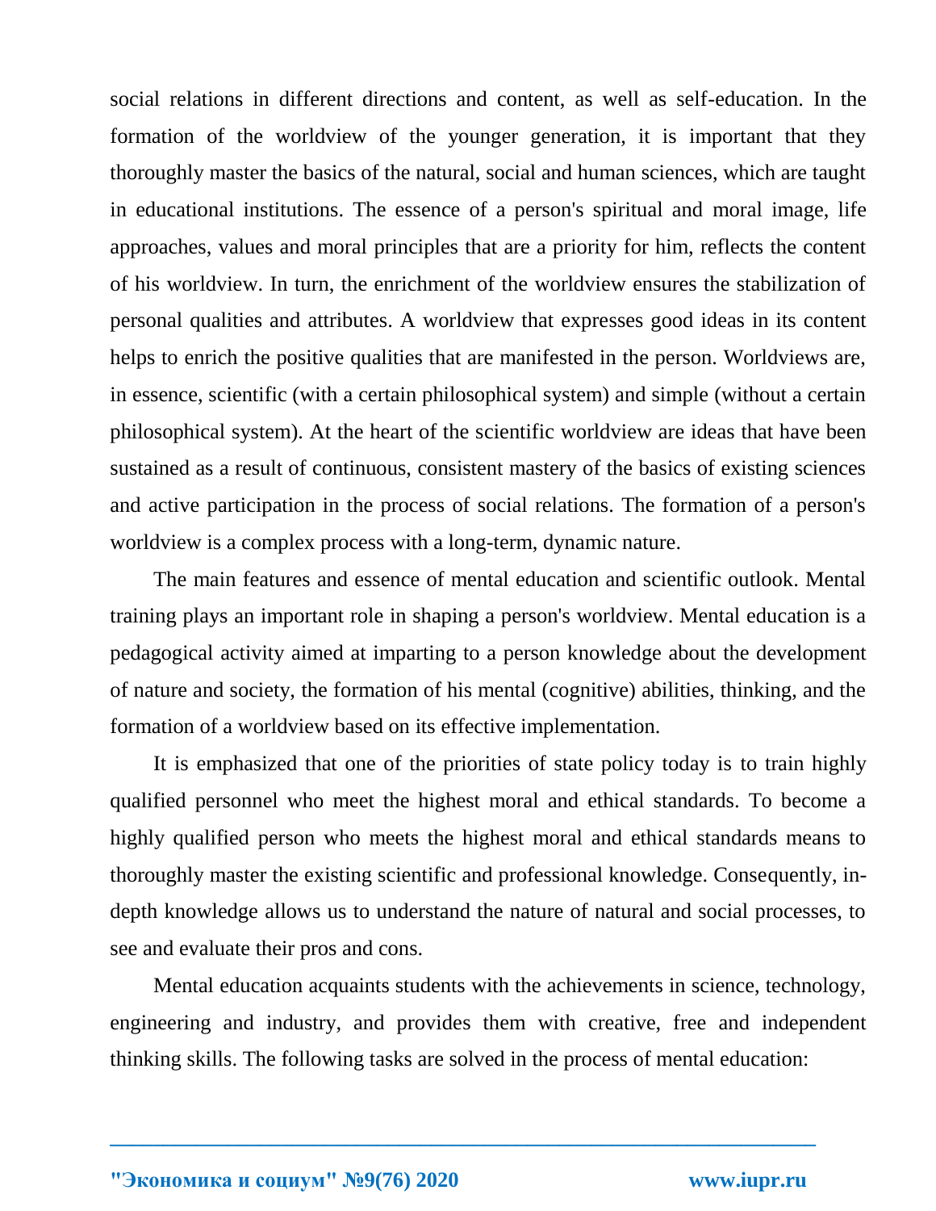social relations in different directions and content, as well as self-education. In the formation of the worldview of the younger generation, it is important that they thoroughly master the basics of the natural, social and human sciences, which are taught in educational institutions. The essence of a person's spiritual and moral image, life approaches, values and moral principles that are a priority for him, reflects the content of his worldview. In turn, the enrichment of the worldview ensures the stabilization of personal qualities and attributes. A worldview that expresses good ideas in its content helps to enrich the positive qualities that are manifested in the person. Worldviews are, in essence, scientific (with a certain philosophical system) and simple (without a certain philosophical system). At the heart of the scientific worldview are ideas that have been sustained as a result of continuous, consistent mastery of the basics of existing sciences and active participation in the process of social relations. The formation of a person's worldview is a complex process with a long-term, dynamic nature.

The main features and essence of mental education and scientific outlook. Mental training plays an important role in shaping a person's worldview. Mental education is a pedagogical activity aimed at imparting to a person knowledge about the development of nature and society, the formation of his mental (cognitive) abilities, thinking, and the formation of a worldview based on its effective implementation.

It is emphasized that one of the priorities of state policy today is to train highly qualified personnel who meet the highest moral and ethical standards. To become a highly qualified person who meets the highest moral and ethical standards means to thoroughly master the existing scientific and professional knowledge. Consequently, in-depth knowledge allows us to understand the nature of natural and social processes, to see and evaluate their pros and cons.

Mental education acquaints students with the achievements in science, technology, engineering and industry, and provides them with creative, free and independent thinking skills. The following tasks are solved in the process of mental education: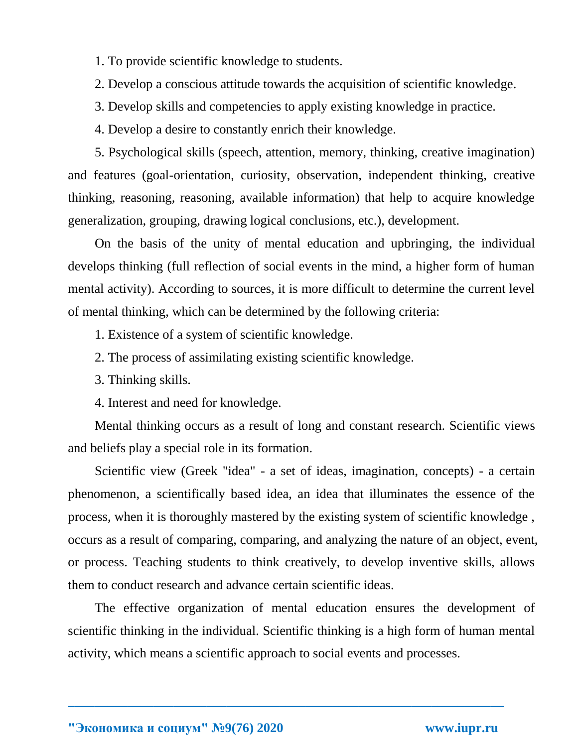1. To provide scientific knowledge to students.

2. Develop a conscious attitude towards the acquisition of scientific knowledge.

3. Develop skills and competencies to apply existing knowledge in practice.

4. Develop a desire to constantly enrich their knowledge.

5. Psychological skills (speech, attention, memory, thinking, creative imagination) and features (goal-orientation, curiosity, observation, independent thinking, creative thinking, reasoning, reasoning, available information) that help to acquire knowledge generalization, grouping, drawing logical conclusions, etc.), development.

On the basis of the unity of mental education and upbringing, the individual develops thinking (full reflection of social events in the mind, a higher form of human mental activity). According to sources, it is more difficult to determine the current level of mental thinking, which can be determined by the following criteria:

1. Existence of a system of scientific knowledge.

2. The process of assimilating existing scientific knowledge.

3. Thinking skills.

4. Interest and need for knowledge.

Mental thinking occurs as a result of long and constant research. Scientific views and beliefs play a special role in its formation.

Scientific view (Greek "idea" - a set of ideas, imagination, concepts) - a certain phenomenon, a scientifically based idea, an idea that illuminates the essence of the process, when it is thoroughly mastered by the existing system of scientific knowledge , occurs as a result of comparing, comparing, and analyzing the nature of an object, event, or process. Teaching students to think creatively, to develop inventive skills, allows them to conduct research and advance certain scientific ideas.

The effective organization of mental education ensures the development of scientific thinking in the individual. Scientific thinking is a high form of human mental activity, which means a scientific approach to social events and processes.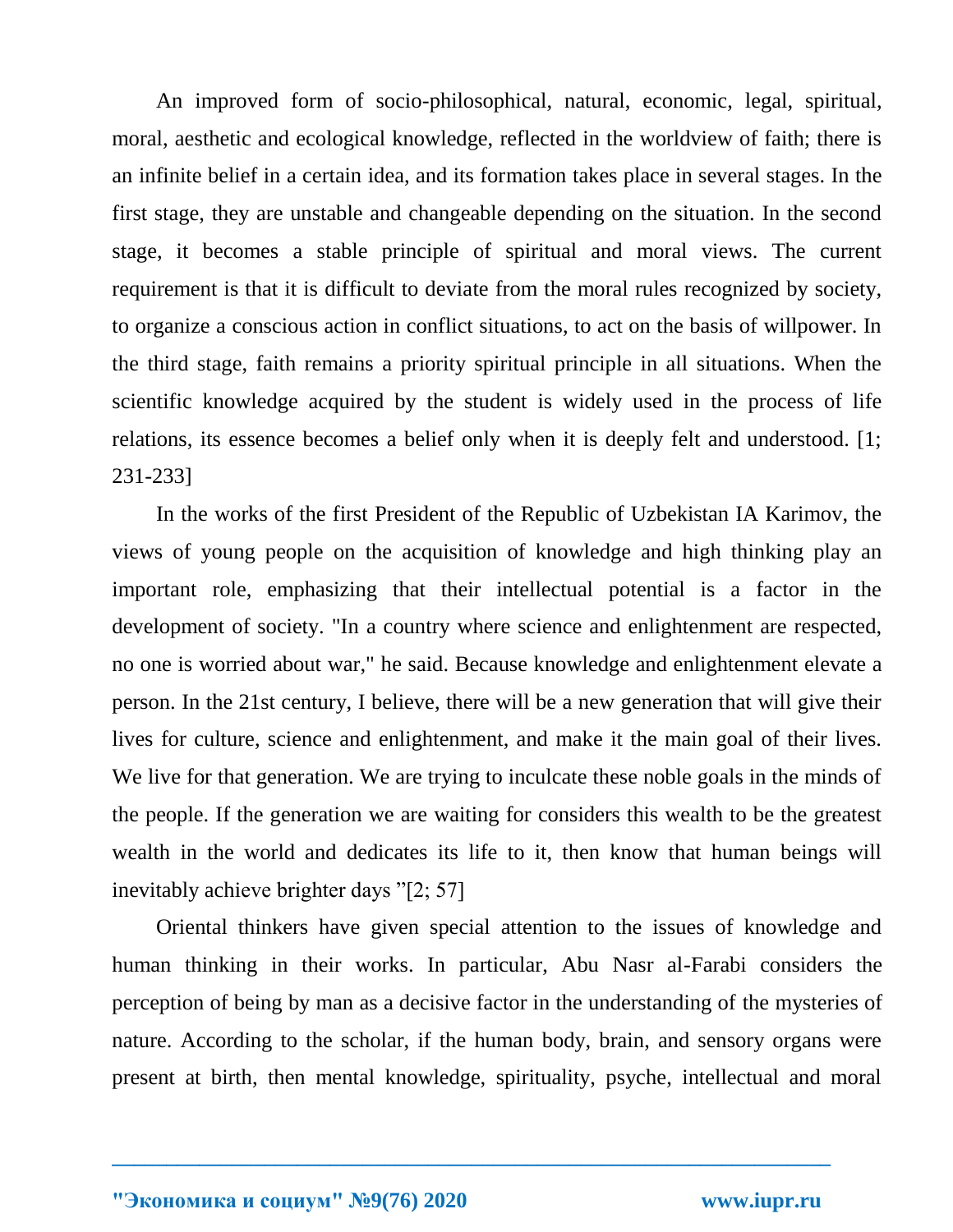An improved form of socio-philosophical, natural, economic, legal, spiritual, moral, aesthetic and ecological knowledge, reflected in the worldview of faith; there is an infinite belief in a certain idea, and its formation takes place in several stages. In the first stage, they are unstable and changeable depending on the situation. In the second stage, it becomes a stable principle of spiritual and moral views. The current requirement is that it is difficult to deviate from the moral rules recognized by society, to organize a conscious action in conflict situations, to act on the basis of willpower. In the third stage, faith remains a priority spiritual principle in all situations. When the scientific knowledge acquired by the student is widely used in the process of life relations, its essence becomes a belief only when it is deeply felt and understood. [1; 231-233]

In the works of the first President of the Republic of Uzbekistan IA Karimov, the views of young people on the acquisition of knowledge and high thinking play an important role, emphasizing that their intellectual potential is a factor in the development of society. "In a country where science and enlightenment are respected, no one is worried about war," he said. Because knowledge and enlightenment elevate a person. In the 21st century, I believe, there will be a new generation that will give their lives for culture, science and enlightenment, and make it the main goal of their lives. We live for that generation. We are trying to inculcate these noble goals in the minds of the people. If the generation we are waiting for considers this wealth to be the greatest wealth in the world and dedicates its life to it, then know that human beings will inevitably achieve brighter days "[2; 57]

Oriental thinkers have given special attention to the issues of knowledge and human thinking in their works. In particular, Abu Nasr al-Farabi considers the perception of being by man as a decisive factor in the understanding of the mysteries of nature. According to the scholar, if the human body, brain, and sensory organs were present at birth, then mental knowledge, spirituality, psyche, intellectual and moral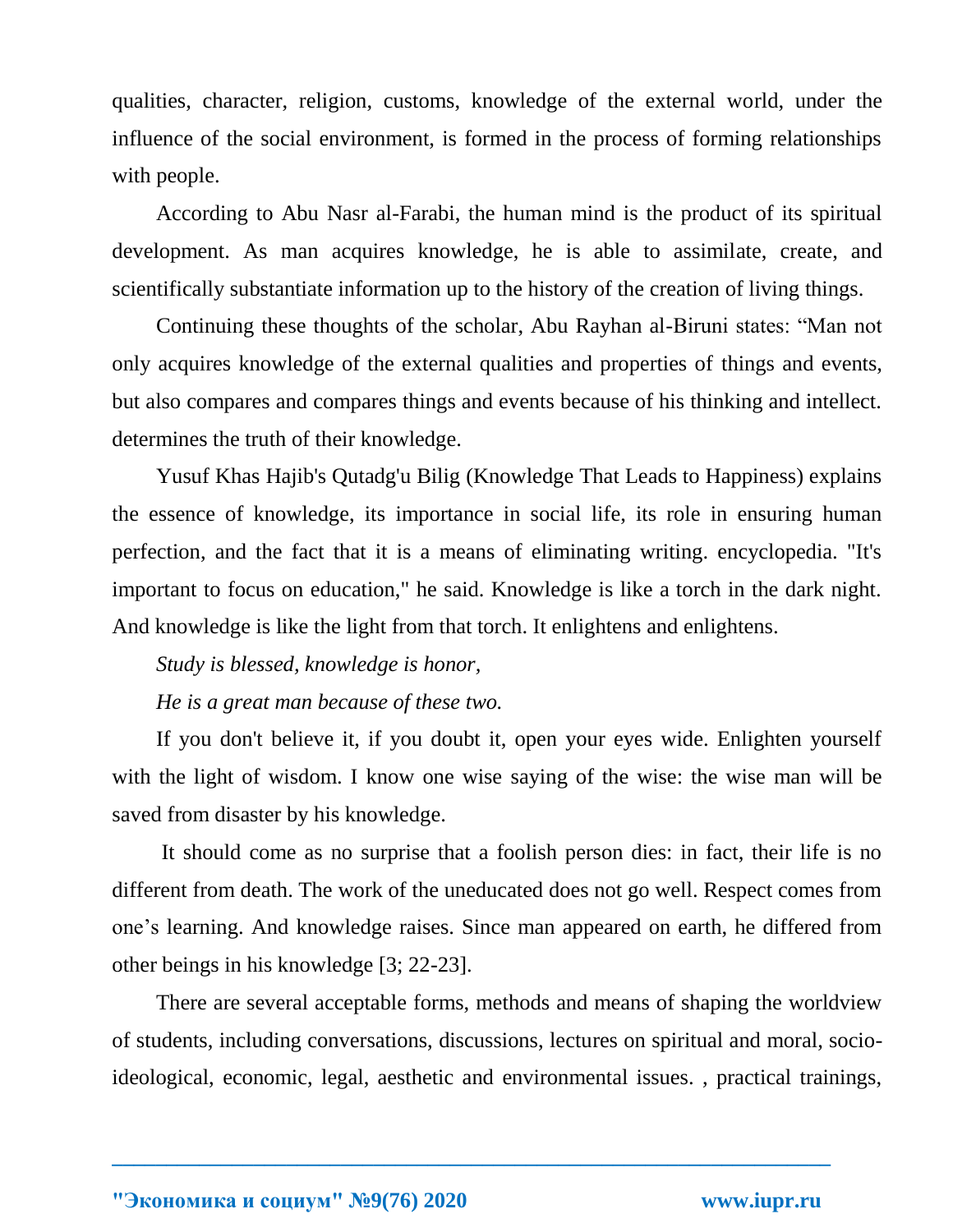qualities, character, religion, customs, knowledge of the external world, under the influence of the social environment, is formed in the process of forming relationships with people.

According to Abu Nasr al-Farabi, the human mind is the product of its spiritual development. As man acquires knowledge, he is able to assimilate, create, and scientifically substantiate information up to the history of the creation of living things.

Continuing these thoughts of the scholar, Abu Rayhan al-Biruni states: “Man not only acquires knowledge of the external qualities and properties of things and events, but also compares and compares things and events because of his thinking and intellect. determines the truth of their knowledge.

Yusuf Khas Hajib's Qutadg'u Bilig (Knowledge That Leads to Happiness) explains the essence of knowledge, its importance in social life, its role in ensuring human perfection, and the fact that it is a means of eliminating writing. encyclopedia. "It's important to focus on education," he said. Knowledge is like a torch in the dark night. And knowledge is like the light from that torch. It enlightens and enlightens.

*Study is blessed, knowledge is honor,*

*He is a great man because of these two.*

If you don't believe it, if you doubt it, open your eyes wide. Enlighten yourself with the light of wisdom. I know one wise saying of the wise: the wise man will be saved from disaster by his knowledge.

It should come as no surprise that a foolish person dies: in fact, their life is no different from death. The work of the uneducated does not go well. Respect comes from one’s learning. And knowledge raises. Since man appeared on earth, he differed from other beings in his knowledge [3; 22-23].

There are several acceptable forms, methods and means of shaping the worldview of students, including conversations, discussions, lectures on spiritual and moral, socio-ideological, economic, legal, aesthetic and environmental issues. , practical trainings,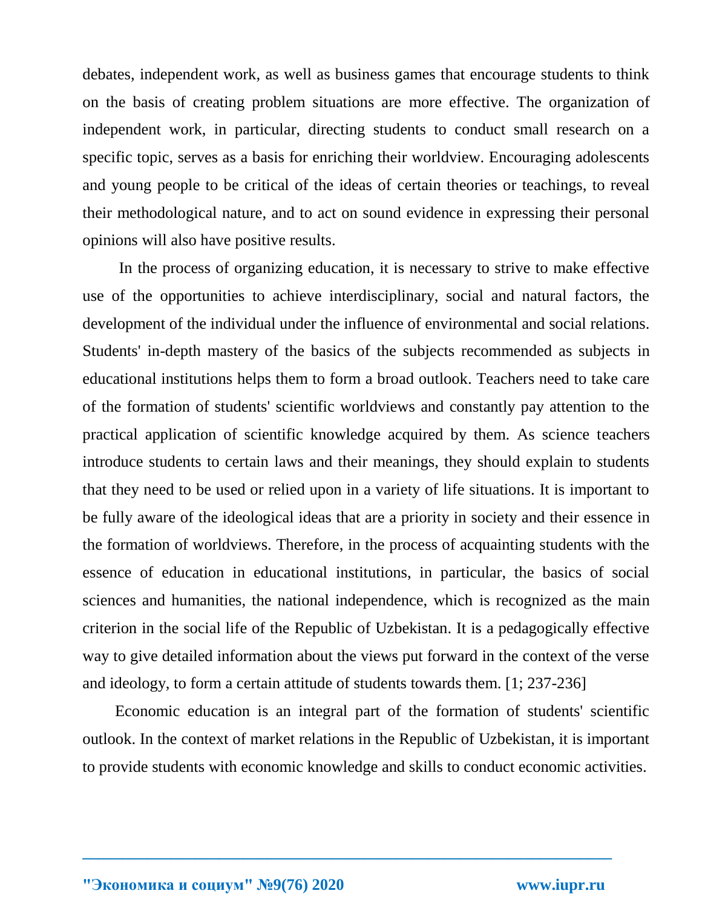debates, independent work, as well as business games that encourage students to think on the basis of creating problem situations are more effective. The organization of independent work, in particular, directing students to conduct small research on a specific topic, serves as a basis for enriching their worldview. Encouraging adolescents and young people to be critical of the ideas of certain theories or teachings, to reveal their methodological nature, and to act on sound evidence in expressing their personal opinions will also have positive results.

In the process of organizing education, it is necessary to strive to make effective use of the opportunities to achieve interdisciplinary, social and natural factors, the development of the individual under the influence of environmental and social relations. Students' in-depth mastery of the basics of the subjects recommended as subjects in educational institutions helps them to form a broad outlook. Teachers need to take care of the formation of students' scientific worldviews and constantly pay attention to the practical application of scientific knowledge acquired by them. As science teachers introduce students to certain laws and their meanings, they should explain to students that they need to be used or relied upon in a variety of life situations. It is important to be fully aware of the ideological ideas that are a priority in society and their essence in the formation of worldviews. Therefore, in the process of acquainting students with the essence of education in educational institutions, in particular, the basics of social sciences and humanities, the national independence, which is recognized as the main criterion in the social life of the Republic of Uzbekistan. It is a pedagogically effective way to give detailed information about the views put forward in the context of the verse and ideology, to form a certain attitude of students towards them. [1; 237-236]

Economic education is an integral part of the formation of students' scientific outlook. In the context of market relations in the Republic of Uzbekistan, it is important to provide students with economic knowledge and skills to conduct economic activities.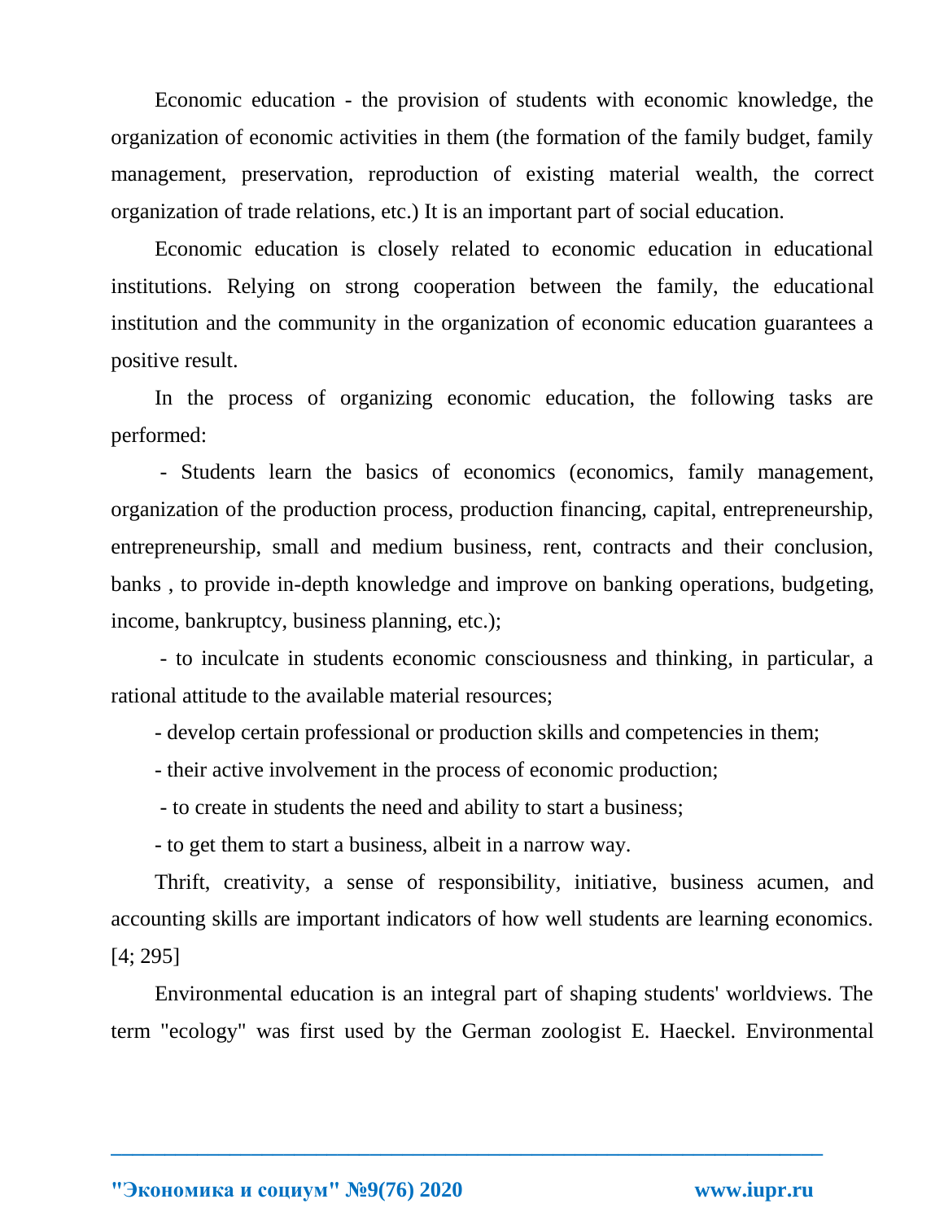Economic education - the provision of students with economic knowledge, the organization of economic activities in them (the formation of the family budget, family management, preservation, reproduction of existing material wealth, the correct organization of trade relations, etc.) It is an important part of social education.

Economic education is closely related to economic education in educational institutions. Relying on strong cooperation between the family, the educational institution and the community in the organization of economic education guarantees a positive result.

In the process of organizing economic education, the following tasks are performed:

- Students learn the basics of economics (economics, family management, organization of the production process, production financing, capital, entrepreneurship, entrepreneurship, small and medium business, rent, contracts and their conclusion, banks , to provide in-depth knowledge and improve on banking operations, budgeting, income, bankruptcy, business planning, etc.);
- to inculcate in students economic consciousness and thinking, in particular, a rational attitude to the available material resources;
- develop certain professional or production skills and competencies in them;
- their active involvement in the process of economic production;
- to create in students the need and ability to start a business;
- to get them to start a business, albeit in a narrow way.

Thrift, creativity, a sense of responsibility, initiative, business acumen, and accounting skills are important indicators of how well students are learning economics. [4; 295]

Environmental education is an integral part of shaping students' worldviews. The term "ecology" was first used by the German zoologist E. Haeckel. Environmental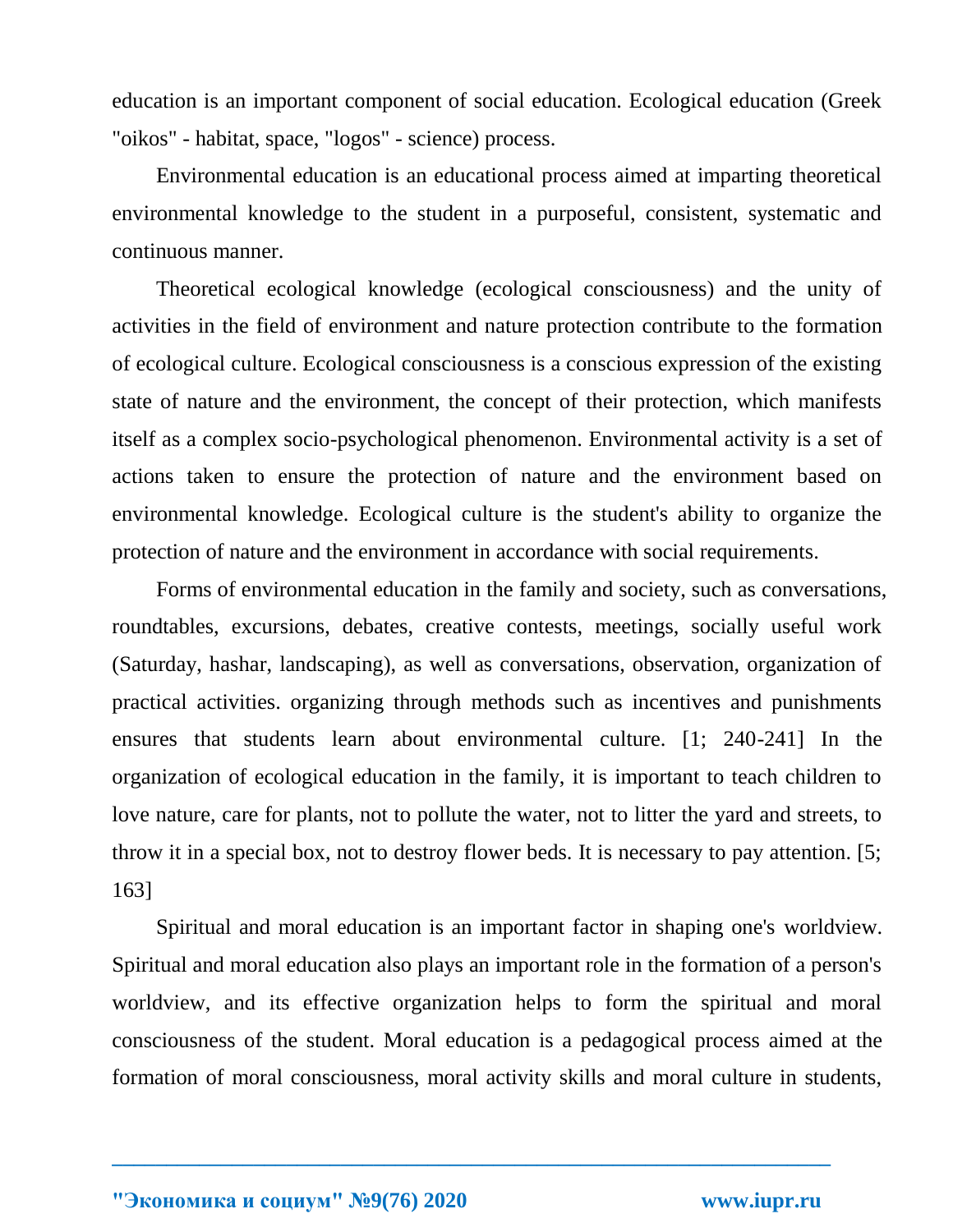education is an important component of social education. Ecological education (Greek "oikos" - habitat, space, "logos" - science) process.

Environmental education is an educational process aimed at imparting theoretical environmental knowledge to the student in a purposeful, consistent, systematic and continuous manner.

Theoretical ecological knowledge (ecological consciousness) and the unity of activities in the field of environment and nature protection contribute to the formation of ecological culture. Ecological consciousness is a conscious expression of the existing state of nature and the environment, the concept of their protection, which manifests itself as a complex socio-psychological phenomenon. Environmental activity is a set of actions taken to ensure the protection of nature and the environment based on environmental knowledge. Ecological culture is the student's ability to organize the protection of nature and the environment in accordance with social requirements.

Forms of environmental education in the family and society, such as conversations, roundtables, excursions, debates, creative contests, meetings, socially useful work (Saturday, hashar, landscaping), as well as conversations, observation, organization of practical activities. organizing through methods such as incentives and punishments ensures that students learn about environmental culture. [1; 240-241] In the organization of ecological education in the family, it is important to teach children to love nature, care for plants, not to pollute the water, not to litter the yard and streets, to throw it in a special box, not to destroy flower beds. It is necessary to pay attention. [5; 163]

Spiritual and moral education is an important factor in shaping one's worldview. Spiritual and moral education also plays an important role in the formation of a person's worldview, and its effective organization helps to form the spiritual and moral consciousness of the student. Moral education is a pedagogical process aimed at the formation of moral consciousness, moral activity skills and moral culture in students,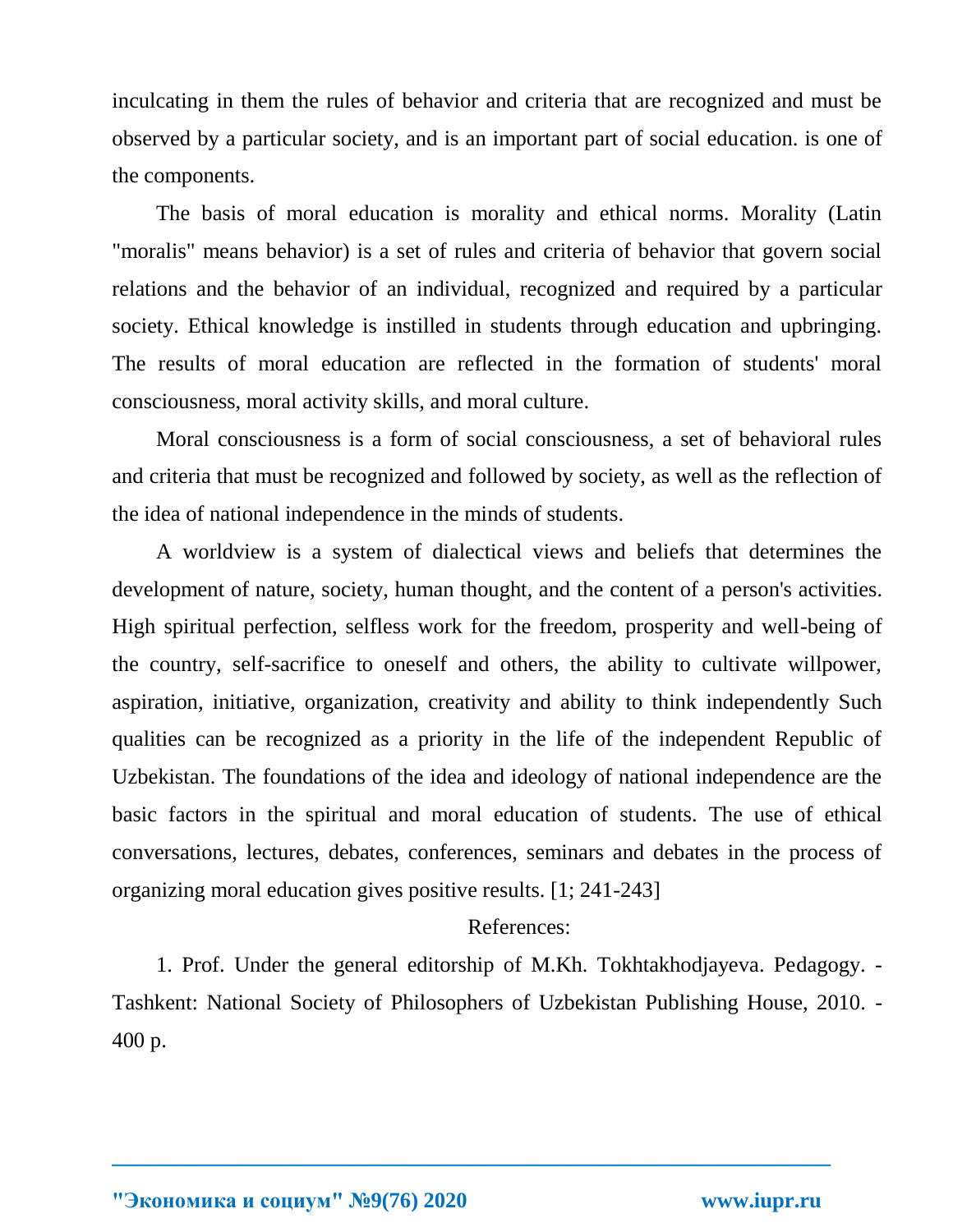inculcating in them the rules of behavior and criteria that are recognized and must be observed by a particular society, and is an important part of social education. is one of the components.

The basis of moral education is morality and ethical norms. Morality (Latin "moralis" means behavior) is a set of rules and criteria of behavior that govern social relations and the behavior of an individual, recognized and required by a particular society. Ethical knowledge is instilled in students through education and upbringing. The results of moral education are reflected in the formation of students' moral consciousness, moral activity skills, and moral culture.

Moral consciousness is a form of social consciousness, a set of behavioral rules and criteria that must be recognized and followed by society, as well as the reflection of the idea of national independence in the minds of students.

A worldview is a system of dialectical views and beliefs that determines the development of nature, society, human thought, and the content of a person's activities. High spiritual perfection, selfless work for the freedom, prosperity and well-being of the country, self-sacrifice to oneself and others, the ability to cultivate willpower, aspiration, initiative, organization, creativity and ability to think independently Such qualities can be recognized as a priority in the life of the independent Republic of Uzbekistan. The foundations of the idea and ideology of national independence are the basic factors in the spiritual and moral education of students. The use of ethical conversations, lectures, debates, conferences, seminars and debates in the process of organizing moral education gives positive results. [1; 241-243]

References:

1. Prof. Under the general editorship of M.Kh. Tokhtakhodjayeva. Pedagogy. - Tashkent: National Society of Philosophers of Uzbekistan Publishing House, 2010. - 400 p.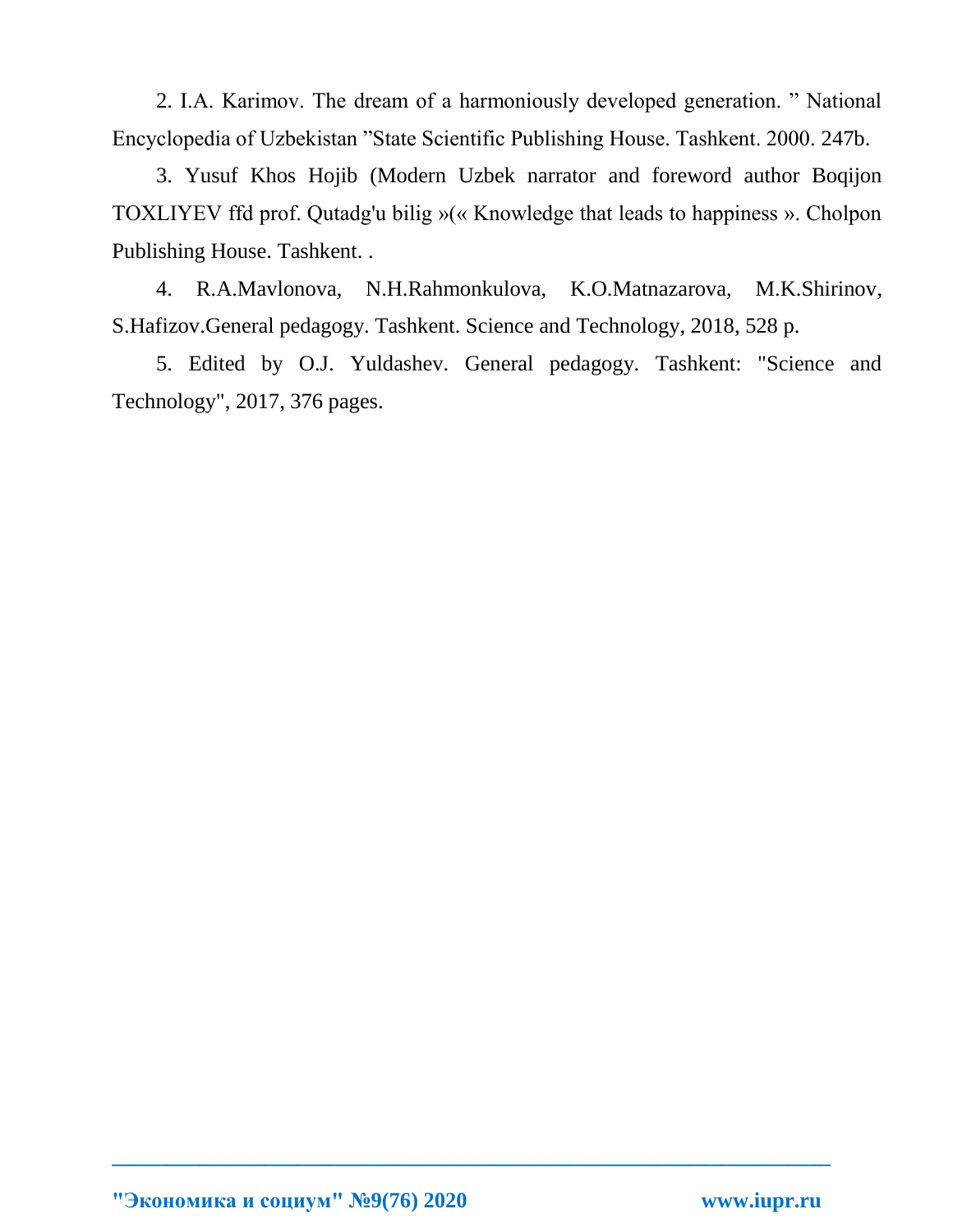2. I.A. Karimov. The dream of a harmoniously developed generation. ” National Encyclopedia of Uzbekistan ”State Scientific Publishing House. Tashkent. 2000. 247b.

3. Yusuf Khos Hojib (Modern Uzbek narrator and foreword author Boqijon TOXLIYEV ffd prof. Qutadg'u bilig »(« Knowledge that leads to happiness ». Cholpon Publishing House. Tashkent. .

4. R.A.Mavlonova, N.H.Rahmonkulova, K.O.Matnazarova, M.K.Shirinov, S.Hafizov.General pedagogy. Tashkent. Science and Technology, 2018, 528 p.

5. Edited by O.J. Yuldashev. General pedagogy. Tashkent: "Science and Technology", 2017, 376 pages.